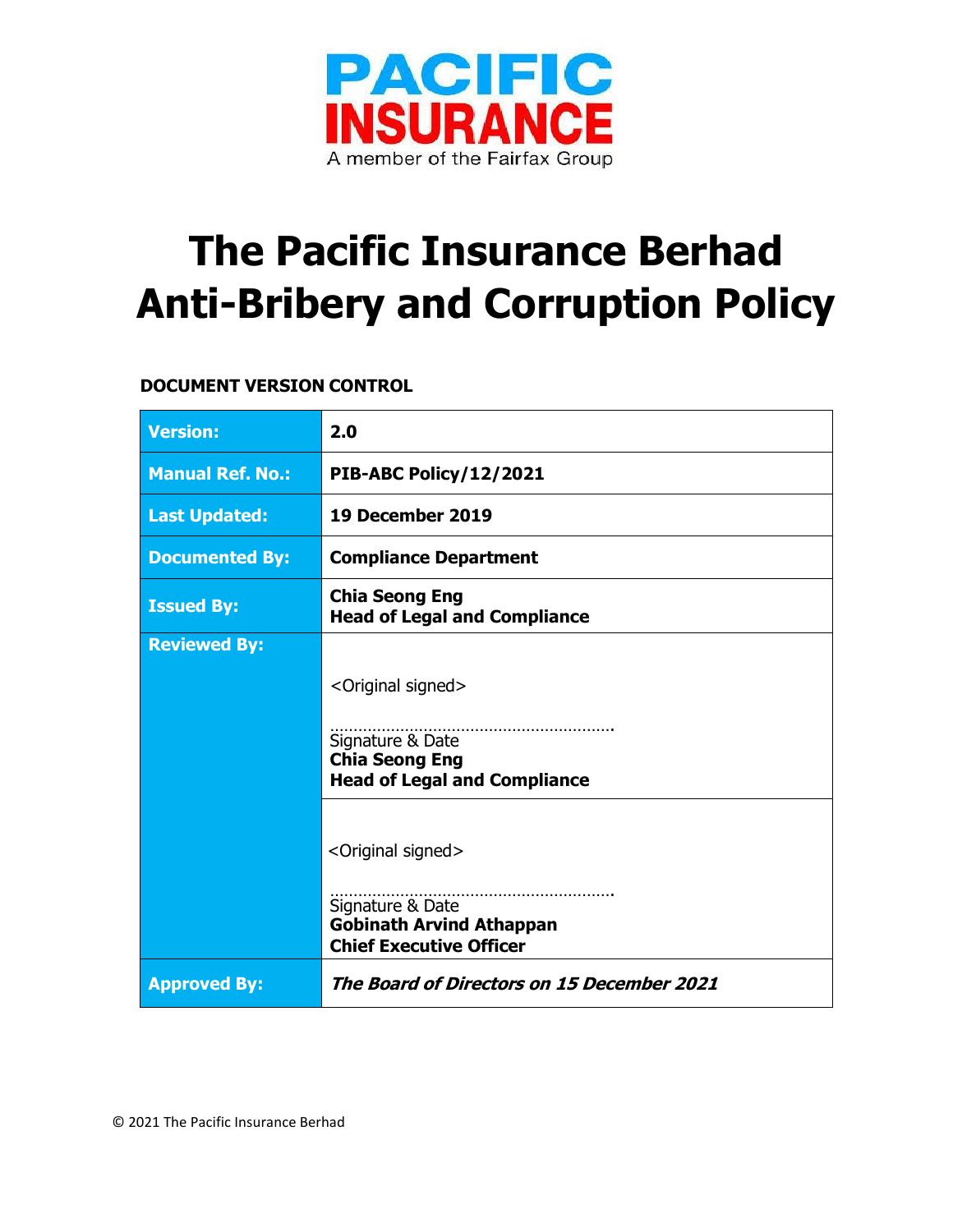PACIFIC INSURANCE

A member of the Fairfax Group

# The Pacific Insurance Berhad Anti-Bribery and Corruption Policy

**DOCUMENT VERSION CONTROL**

| | |
|---|---|
| **Version:** | **2.0** |
| **Manual Ref. No.:** | **PIB-ABC Policy/12/2021** |
| **Last Updated:** | **19 December 2019** |
| **Documented By:** | **Compliance Department** |
| **Issued By:** | **Chia Seong Eng**<br>**Head of Legal and Compliance** |
| **Reviewed By:** | <Original signed><br>……………………………………………………<br>Signature & Date<br>**Chia Seong Eng**<br>**Head of Legal and Compliance** |
| | <Original signed><br>……………………………………………………<br>Signature & Date<br>**Gobinath Arvind Athappan**<br>**Chief Executive Officer** |
| **Approved By:** | ***The Board of Directors on 15 December 2021*** |

© 2021 The Pacific Insurance Berhad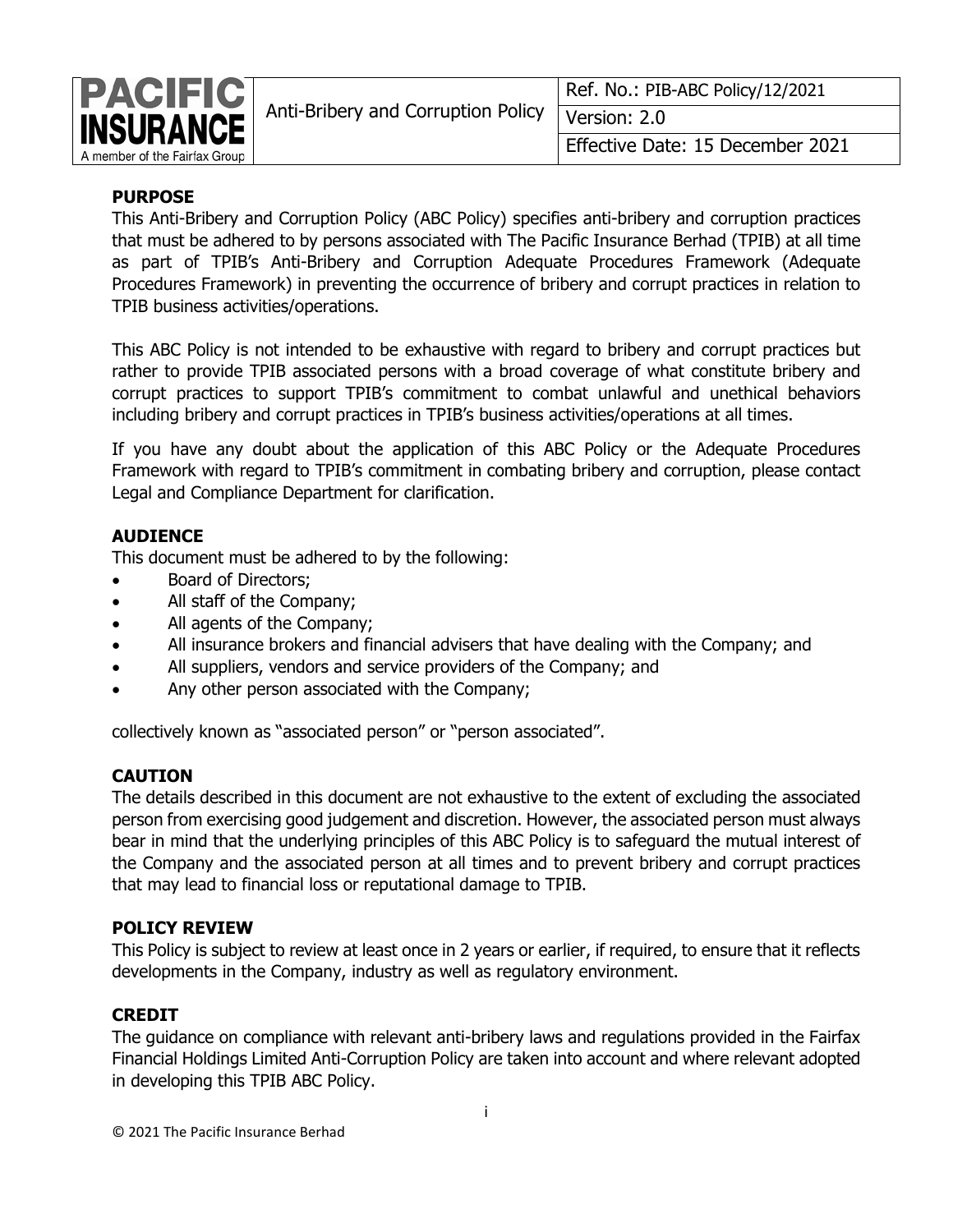| PACIFIC INSURANCE A member of the Fairfax Group | Anti-Bribery and Corruption Policy | Ref. No.: PIB-ABC Policy/12/2021 |
| --- | --- | --- |
| | | Version: 2.0 |
| | | Effective Date: 15 December 2021 |

## PURPOSE

This Anti-Bribery and Corruption Policy (ABC Policy) specifies anti-bribery and corruption practices that must be adhered to by persons associated with The Pacific Insurance Berhad (TPIB) at all time as part of TPIB's Anti-Bribery and Corruption Adequate Procedures Framework (Adequate Procedures Framework) in preventing the occurrence of bribery and corrupt practices in relation to TPIB business activities/operations.

This ABC Policy is not intended to be exhaustive with regard to bribery and corrupt practices but rather to provide TPIB associated persons with a broad coverage of what constitute bribery and corrupt practices to support TPIB's commitment to combat unlawful and unethical behaviors including bribery and corrupt practices in TPIB's business activities/operations at all times.

If you have any doubt about the application of this ABC Policy or the Adequate Procedures Framework with regard to TPIB's commitment in combating bribery and corruption, please contact Legal and Compliance Department for clarification.

## AUDIENCE

This document must be adhered to by the following:

- Board of Directors;
- All staff of the Company;
- All agents of the Company;
- All insurance brokers and financial advisers that have dealing with the Company; and
- All suppliers, vendors and service providers of the Company; and
- Any other person associated with the Company;

collectively known as "associated person" or "person associated".

## CAUTION

The details described in this document are not exhaustive to the extent of excluding the associated person from exercising good judgement and discretion. However, the associated person must always bear in mind that the underlying principles of this ABC Policy is to safeguard the mutual interest of the Company and the associated person at all times and to prevent bribery and corrupt practices that may lead to financial loss or reputational damage to TPIB.

## POLICY REVIEW

This Policy is subject to review at least once in 2 years or earlier, if required, to ensure that it reflects developments in the Company, industry as well as regulatory environment.

## CREDIT

The guidance on compliance with relevant anti-bribery laws and regulations provided in the Fairfax Financial Holdings Limited Anti-Corruption Policy are taken into account and where relevant adopted in developing this TPIB ABC Policy.

© 2021 The Pacific Insurance Berhad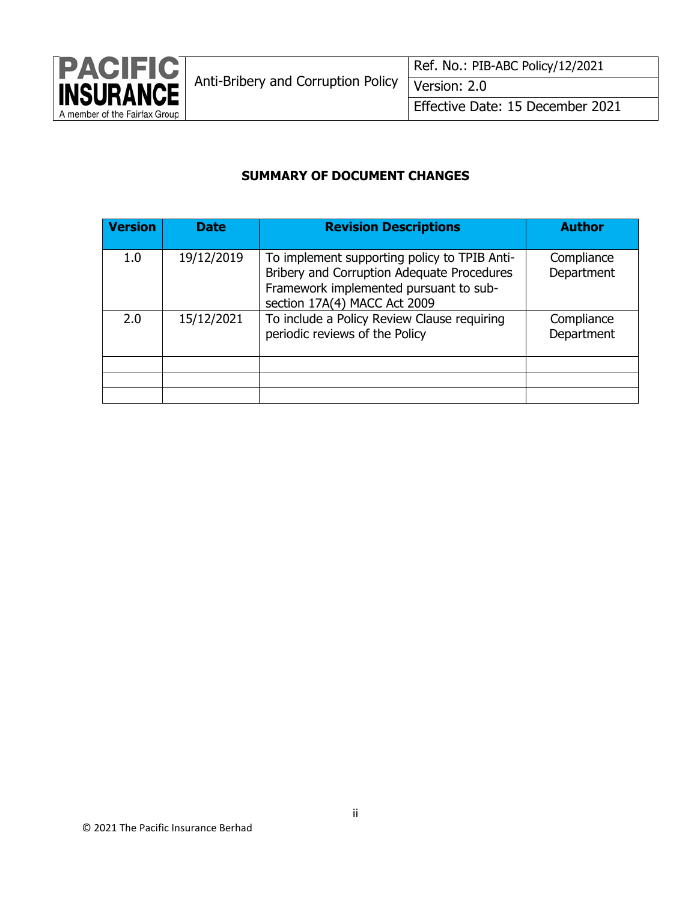**SUMMARY OF DOCUMENT CHANGES**

| Version | Date | Revision Descriptions | Author |
|---|---|---|---|
| 1.0 | 19/12/2019 | To implement supporting policy to TPIB Anti-Bribery and Corruption Adequate Procedures Framework implemented pursuant to sub-section 17A(4) MACC Act 2009 | Compliance Department |
| 2.0 | 15/12/2021 | To include a Policy Review Clause requiring periodic reviews of the Policy | Compliance Department |
| | | | |
| | | | |
| | | | |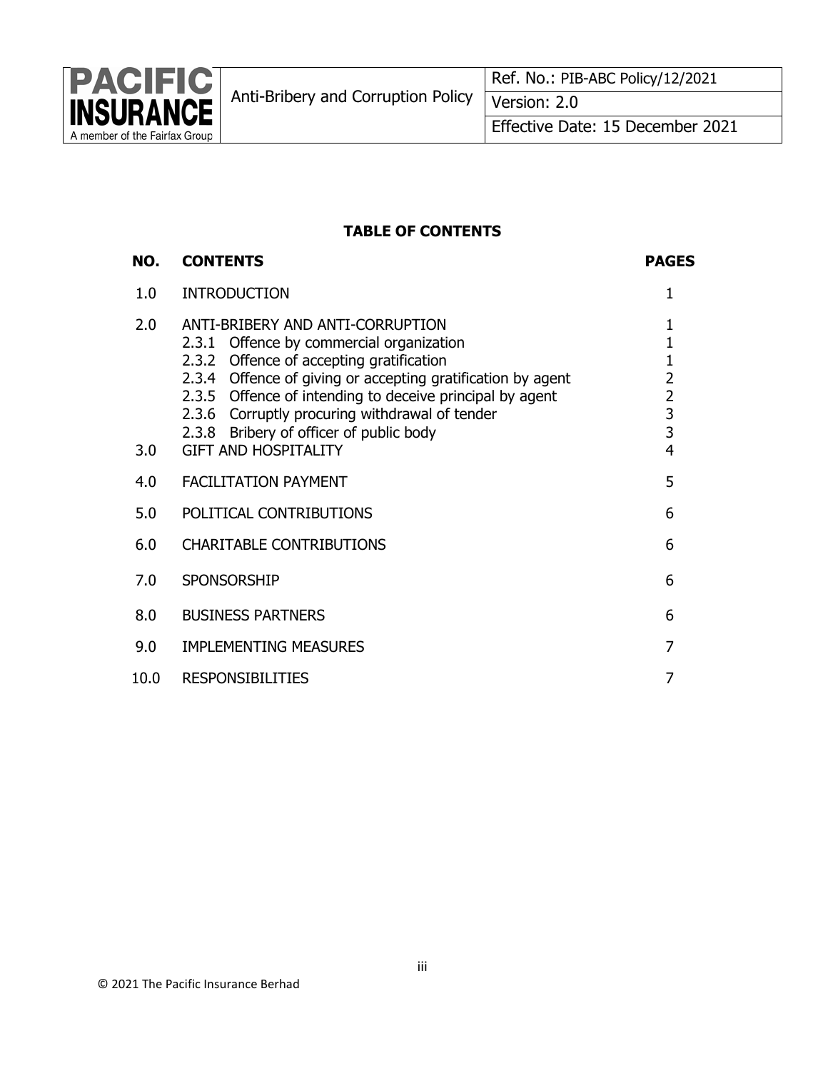## TABLE OF CONTENTS

| NO. | CONTENTS | PAGES |
| --- | --- | --- |
| 1.0 | INTRODUCTION | 1 |
| 2.0 | ANTI-BRIBERY AND ANTI-CORRUPTION | 1 |
| | 2.3.1 Offence by commercial organization | 1 |
| | 2.3.2 Offence of accepting gratification | 1 |
| | 2.3.4 Offence of giving or accepting gratification by agent | 2 |
| | 2.3.5 Offence of intending to deceive principal by agent | 2 |
| | 2.3.6 Corruptly procuring withdrawal of tender | 3 |
| | 2.3.8 Bribery of officer of public body | 3 |
| 3.0 | GIFT AND HOSPITALITY | 4 |
| 4.0 | FACILITATION PAYMENT | 5 |
| 5.0 | POLITICAL CONTRIBUTIONS | 6 |
| 6.0 | CHARITABLE CONTRIBUTIONS | 6 |
| 7.0 | SPONSORSHIP | 6 |
| 8.0 | BUSINESS PARTNERS | 6 |
| 9.0 | IMPLEMENTING MEASURES | 7 |
| 10.0 | RESPONSIBILITIES | 7 |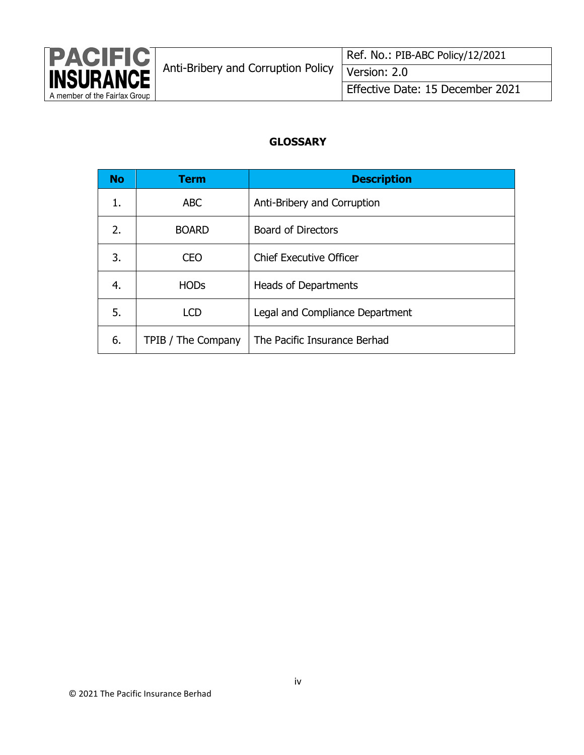## GLOSSARY

| No | Term | Description |
|---|---|---|
| 1. | ABC | Anti-Bribery and Corruption |
| 2. | BOARD | Board of Directors |
| 3. | CEO | Chief Executive Officer |
| 4. | HODs | Heads of Departments |
| 5. | LCD | Legal and Compliance Department |
| 6. | TPIB / The Company | The Pacific Insurance Berhad |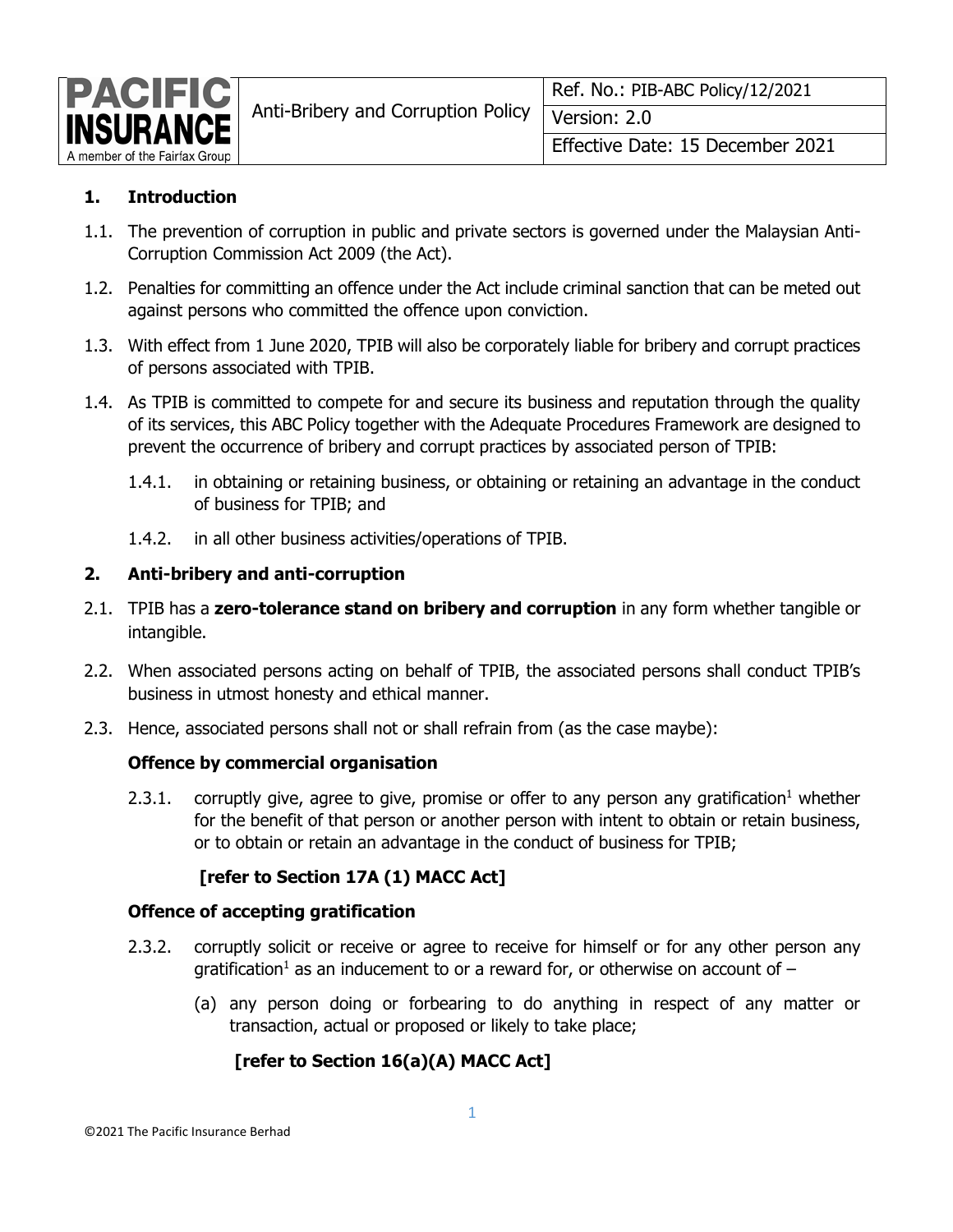## 1. Introduction

1.1. The prevention of corruption in public and private sectors is governed under the Malaysian Anti-Corruption Commission Act 2009 (the Act).

1.2. Penalties for committing an offence under the Act include criminal sanction that can be meted out against persons who committed the offence upon conviction.

1.3. With effect from 1 June 2020, TPIB will also be corporately liable for bribery and corrupt practices of persons associated with TPIB.

1.4. As TPIB is committed to compete for and secure its business and reputation through the quality of its services, this ABC Policy together with the Adequate Procedures Framework are designed to prevent the occurrence of bribery and corrupt practices by associated person of TPIB:

1.4.1. in obtaining or retaining business, or obtaining or retaining an advantage in the conduct of business for TPIB; and

1.4.2. in all other business activities/operations of TPIB.

## 2. Anti-bribery and anti-corruption

2.1. TPIB has a **zero-tolerance stand on bribery and corruption** in any form whether tangible or intangible.

2.2. When associated persons acting on behalf of TPIB, the associated persons shall conduct TPIB's business in utmost honesty and ethical manner.

2.3. Hence, associated persons shall not or shall refrain from (as the case maybe):

**Offence by commercial organisation**

2.3.1. corruptly give, agree to give, promise or offer to any person any gratification[1] whether for the benefit of that person or another person with intent to obtain or retain business, or to obtain or retain an advantage in the conduct of business for TPIB;

**[refer to Section 17A (1) MACC Act]**

**Offence of accepting gratification**

2.3.2. corruptly solicit or receive or agree to receive for himself or for any other person any gratification[1] as an inducement to or a reward for, or otherwise on account of –

(a) any person doing or forbearing to do anything in respect of any matter or transaction, actual or proposed or likely to take place;

**[refer to Section 16(a)(A) MACC Act]**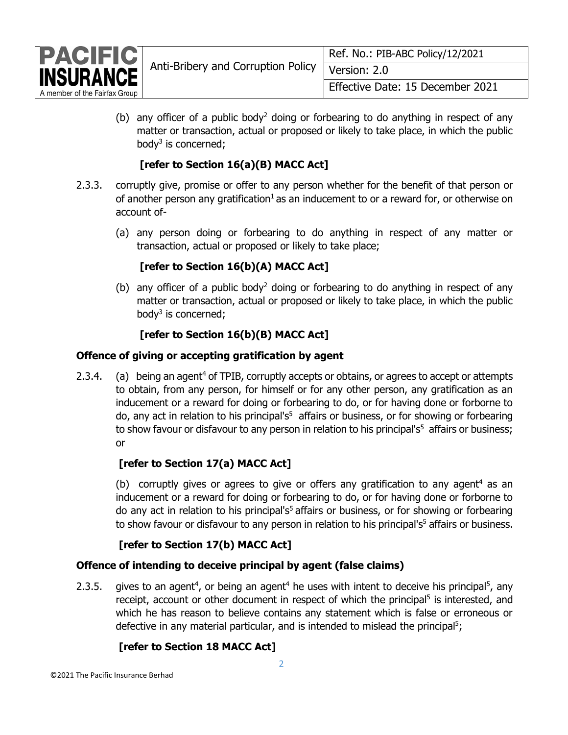(b) any officer of a public body[2] doing or forbearing to do anything in respect of any matter or transaction, actual or proposed or likely to take place, in which the public body[3] is concerned;

**[refer to Section 16(a)(B) MACC Act]**

2.3.3. corruptly give, promise or offer to any person whether for the benefit of that person or of another person any gratification[1] as an inducement to or a reward for, or otherwise on account of-

(a) any person doing or forbearing to do anything in respect of any matter or transaction, actual or proposed or likely to take place;

**[refer to Section 16(b)(A) MACC Act]**

(b) any officer of a public body[2] doing or forbearing to do anything in respect of any matter or transaction, actual or proposed or likely to take place, in which the public body[3] is concerned;

**[refer to Section 16(b)(B) MACC Act]**

**Offence of giving or accepting gratification by agent**

2.3.4. (a) being an agent[4] of TPIB, corruptly accepts or obtains, or agrees to accept or attempts to obtain, from any person, for himself or for any other person, any gratification as an inducement or a reward for doing or forbearing to do, or for having done or forborne to do, any act in relation to his principal's[5] affairs or business, or for showing or forbearing to show favour or disfavour to any person in relation to his principal's[5] affairs or business; or

**[refer to Section 17(a) MACC Act]**

(b) corruptly gives or agrees to give or offers any gratification to any agent[4] as an inducement or a reward for doing or forbearing to do, or for having done or forborne to do any act in relation to his principal's[5] affairs or business, or for showing or forbearing to show favour or disfavour to any person in relation to his principal's[5] affairs or business.

**[refer to Section 17(b) MACC Act]**

**Offence of intending to deceive principal by agent (false claims)**

2.3.5. gives to an agent[4], or being an agent[4] he uses with intent to deceive his principal[5], any receipt, account or other document in respect of which the principal[5] is interested, and which he has reason to believe contains any statement which is false or erroneous or defective in any material particular, and is intended to mislead the principal[5];

**[refer to Section 18 MACC Act]**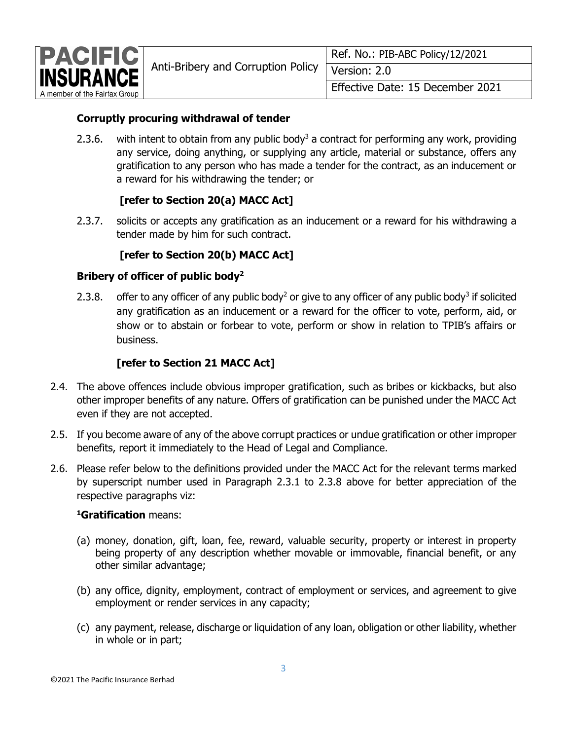**Corruptly procuring withdrawal of tender**

2.3.6. with intent to obtain from any public body[3] a contract for performing any work, providing any service, doing anything, or supplying any article, material or substance, offers any gratification to any person who has made a tender for the contract, as an inducement or a reward for his withdrawing the tender; or

**[refer to Section 20(a) MACC Act]**

2.3.7. solicits or accepts any gratification as an inducement or a reward for his withdrawing a tender made by him for such contract.

**[refer to Section 20(b) MACC Act]**

**Bribery of officer of public body[2]**

2.3.8. offer to any officer of any public body[2] or give to any officer of any public body[3] if solicited any gratification as an inducement or a reward for the officer to vote, perform, aid, or show or to abstain or forbear to vote, perform or show in relation to TPIB's affairs or business.

**[refer to Section 21 MACC Act]**

2.4. The above offences include obvious improper gratification, such as bribes or kickbacks, but also other improper benefits of any nature. Offers of gratification can be punished under the MACC Act even if they are not accepted.

2.5. If you become aware of any of the above corrupt practices or undue gratification or other improper benefits, report it immediately to the Head of Legal and Compliance.

2.6. Please refer below to the definitions provided under the MACC Act for the relevant terms marked by superscript number used in Paragraph 2.3.1 to 2.3.8 above for better appreciation of the respective paragraphs viz:

**[1]Gratification** means:

(a) money, donation, gift, loan, fee, reward, valuable security, property or interest in property being property of any description whether movable or immovable, financial benefit, or any other similar advantage;

(b) any office, dignity, employment, contract of employment or services, and agreement to give employment or render services in any capacity;

(c) any payment, release, discharge or liquidation of any loan, obligation or other liability, whether in whole or in part;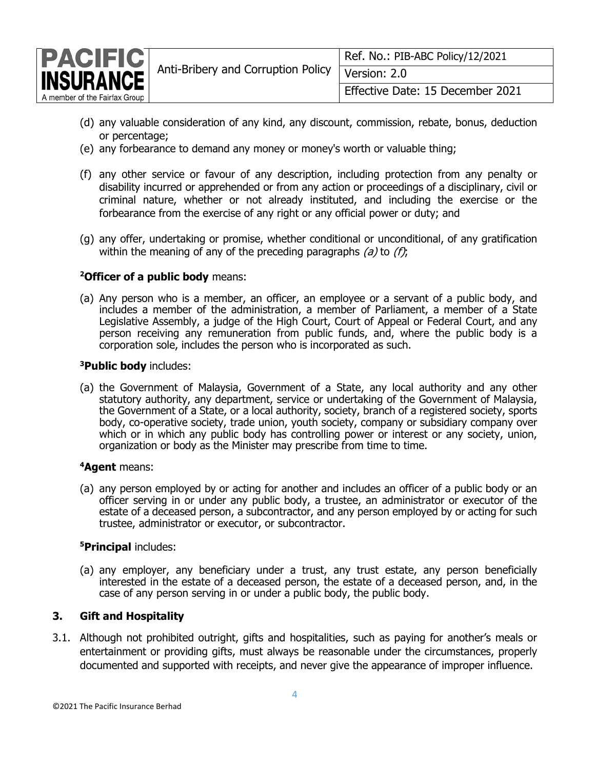(d) any valuable consideration of any kind, any discount, commission, rebate, bonus, deduction or percentage;

(e) any forbearance to demand any money or money's worth or valuable thing;

(f) any other service or favour of any description, including protection from any penalty or disability incurred or apprehended or from any action or proceedings of a disciplinary, civil or criminal nature, whether or not already instituted, and including the exercise or the forbearance from the exercise of any right or any official power or duty; and

(g) any offer, undertaking or promise, whether conditional or unconditional, of any gratification within the meaning of any of the preceding paragraphs *(a)* to *(f)*;

[2]**Officer of a public body** means:

(a) Any person who is a member, an officer, an employee or a servant of a public body, and includes a member of the administration, a member of Parliament, a member of a State Legislative Assembly, a judge of the High Court, Court of Appeal or Federal Court, and any person receiving any remuneration from public funds, and, where the public body is a corporation sole, includes the person who is incorporated as such.

[3]**Public body** includes:

(a) the Government of Malaysia, Government of a State, any local authority and any other statutory authority, any department, service or undertaking of the Government of Malaysia, the Government of a State, or a local authority, society, branch of a registered society, sports body, co-operative society, trade union, youth society, company or subsidiary company over which or in which any public body has controlling power or interest or any society, union, organization or body as the Minister may prescribe from time to time.

[4]**Agent** means:

(a) any person employed by or acting for another and includes an officer of a public body or an officer serving in or under any public body, a trustee, an administrator or executor of the estate of a deceased person, a subcontractor, and any person employed by or acting for such trustee, administrator or executor, or subcontractor.

[5]**Principal** includes:

(a) any employer, any beneficiary under a trust, any trust estate, any person beneficially interested in the estate of a deceased person, the estate of a deceased person, and, in the case of any person serving in or under a public body, the public body.

## 3. Gift and Hospitality

3.1. Although not prohibited outright, gifts and hospitalities, such as paying for another's meals or entertainment or providing gifts, must always be reasonable under the circumstances, properly documented and supported with receipts, and never give the appearance of improper influence.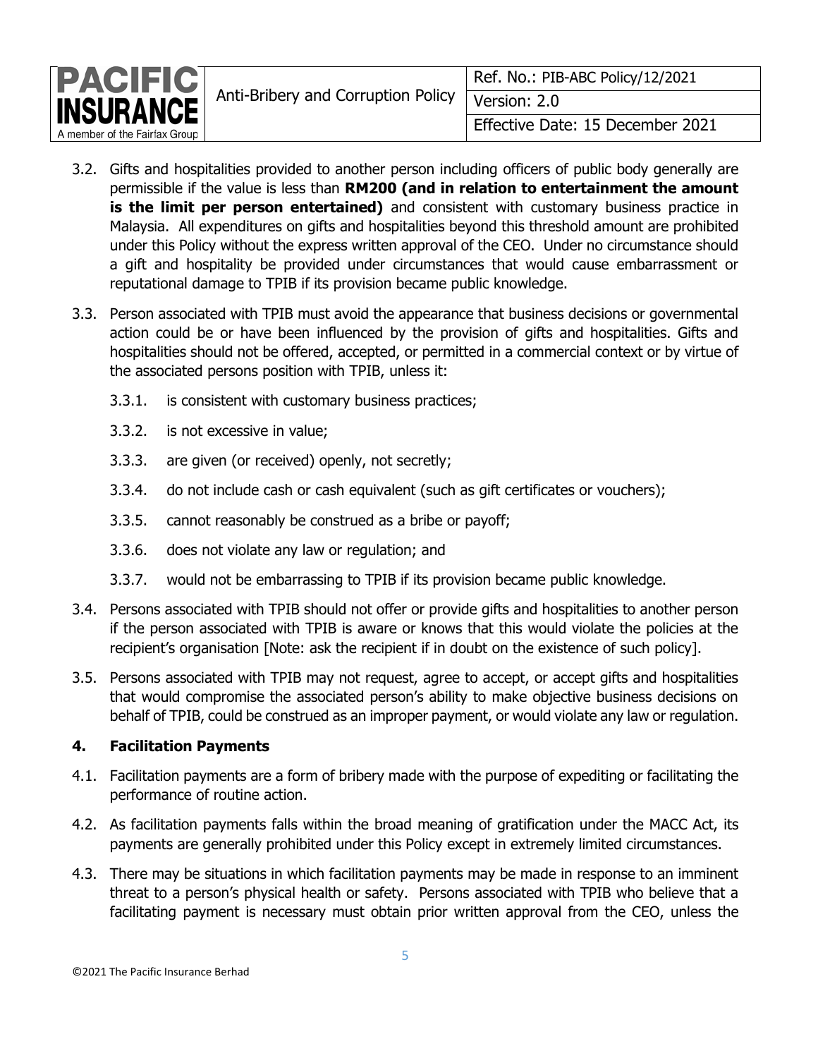3.2. Gifts and hospitalities provided to another person including officers of public body generally are permissible if the value is less than **RM200 (and in relation to entertainment the amount is the limit per person entertained)** and consistent with customary business practice in Malaysia. All expenditures on gifts and hospitalities beyond this threshold amount are prohibited under this Policy without the express written approval of the CEO. Under no circumstance should a gift and hospitality be provided under circumstances that would cause embarrassment or reputational damage to TPIB if its provision became public knowledge.

3.3. Person associated with TPIB must avoid the appearance that business decisions or governmental action could be or have been influenced by the provision of gifts and hospitalities. Gifts and hospitalities should not be offered, accepted, or permitted in a commercial context or by virtue of the associated persons position with TPIB, unless it:

3.3.1. is consistent with customary business practices;

3.3.2. is not excessive in value;

3.3.3. are given (or received) openly, not secretly;

3.3.4. do not include cash or cash equivalent (such as gift certificates or vouchers);

3.3.5. cannot reasonably be construed as a bribe or payoff;

3.3.6. does not violate any law or regulation; and

3.3.7. would not be embarrassing to TPIB if its provision became public knowledge.

3.4. Persons associated with TPIB should not offer or provide gifts and hospitalities to another person if the person associated with TPIB is aware or knows that this would violate the policies at the recipient's organisation [Note: ask the recipient if in doubt on the existence of such policy].

3.5. Persons associated with TPIB may not request, agree to accept, or accept gifts and hospitalities that would compromise the associated person's ability to make objective business decisions on behalf of TPIB, could be construed as an improper payment, or would violate any law or regulation.

## 4. Facilitation Payments

4.1. Facilitation payments are a form of bribery made with the purpose of expediting or facilitating the performance of routine action.

4.2. As facilitation payments falls within the broad meaning of gratification under the MACC Act, its payments are generally prohibited under this Policy except in extremely limited circumstances.

4.3. There may be situations in which facilitation payments may be made in response to an imminent threat to a person's physical health or safety. Persons associated with TPIB who believe that a facilitating payment is necessary must obtain prior written approval from the CEO, unless the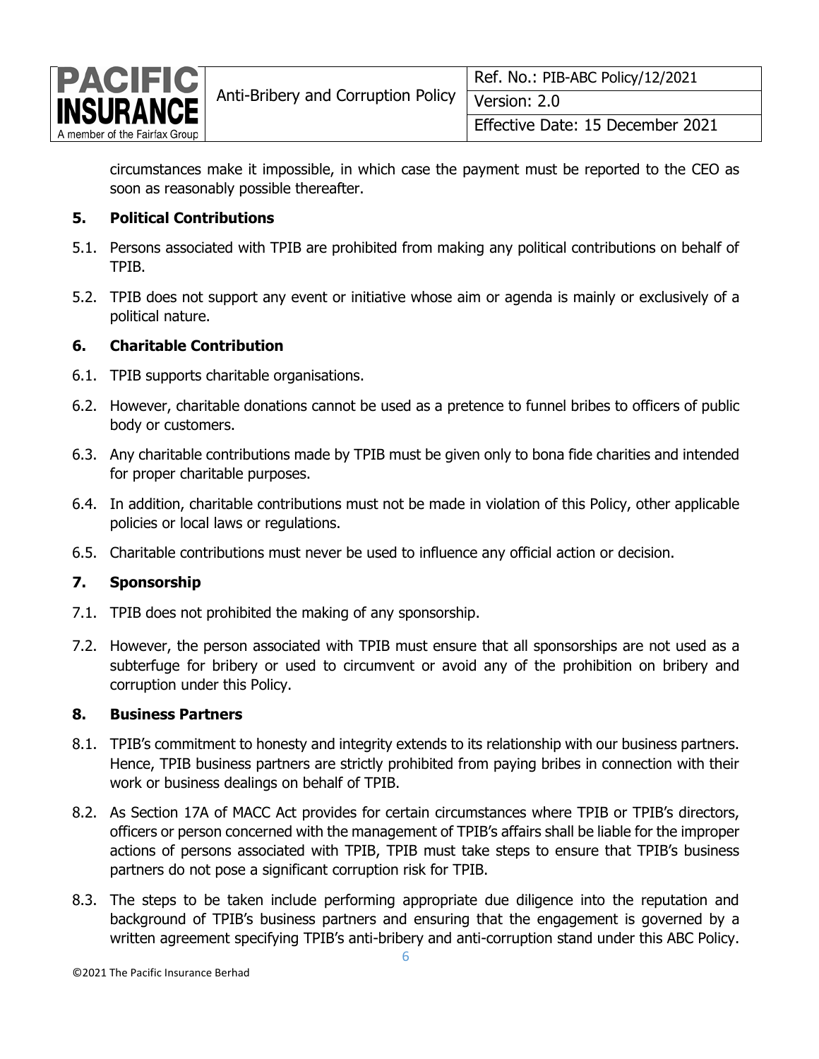circumstances make it impossible, in which case the payment must be reported to the CEO as soon as reasonably possible thereafter.

## 5. Political Contributions

5.1. Persons associated with TPIB are prohibited from making any political contributions on behalf of TPIB.

5.2. TPIB does not support any event or initiative whose aim or agenda is mainly or exclusively of a political nature.

## 6. Charitable Contribution

6.1. TPIB supports charitable organisations.

6.2. However, charitable donations cannot be used as a pretence to funnel bribes to officers of public body or customers.

6.3. Any charitable contributions made by TPIB must be given only to bona fide charities and intended for proper charitable purposes.

6.4. In addition, charitable contributions must not be made in violation of this Policy, other applicable policies or local laws or regulations.

6.5. Charitable contributions must never be used to influence any official action or decision.

## 7. Sponsorship

7.1. TPIB does not prohibited the making of any sponsorship.

7.2. However, the person associated with TPIB must ensure that all sponsorships are not used as a subterfuge for bribery or used to circumvent or avoid any of the prohibition on bribery and corruption under this Policy.

## 8. Business Partners

8.1. TPIB's commitment to honesty and integrity extends to its relationship with our business partners. Hence, TPIB business partners are strictly prohibited from paying bribes in connection with their work or business dealings on behalf of TPIB.

8.2. As Section 17A of MACC Act provides for certain circumstances where TPIB or TPIB's directors, officers or person concerned with the management of TPIB's affairs shall be liable for the improper actions of persons associated with TPIB, TPIB must take steps to ensure that TPIB's business partners do not pose a significant corruption risk for TPIB.

8.3. The steps to be taken include performing appropriate due diligence into the reputation and background of TPIB's business partners and ensuring that the engagement is governed by a written agreement specifying TPIB's anti-bribery and anti-corruption stand under this ABC Policy.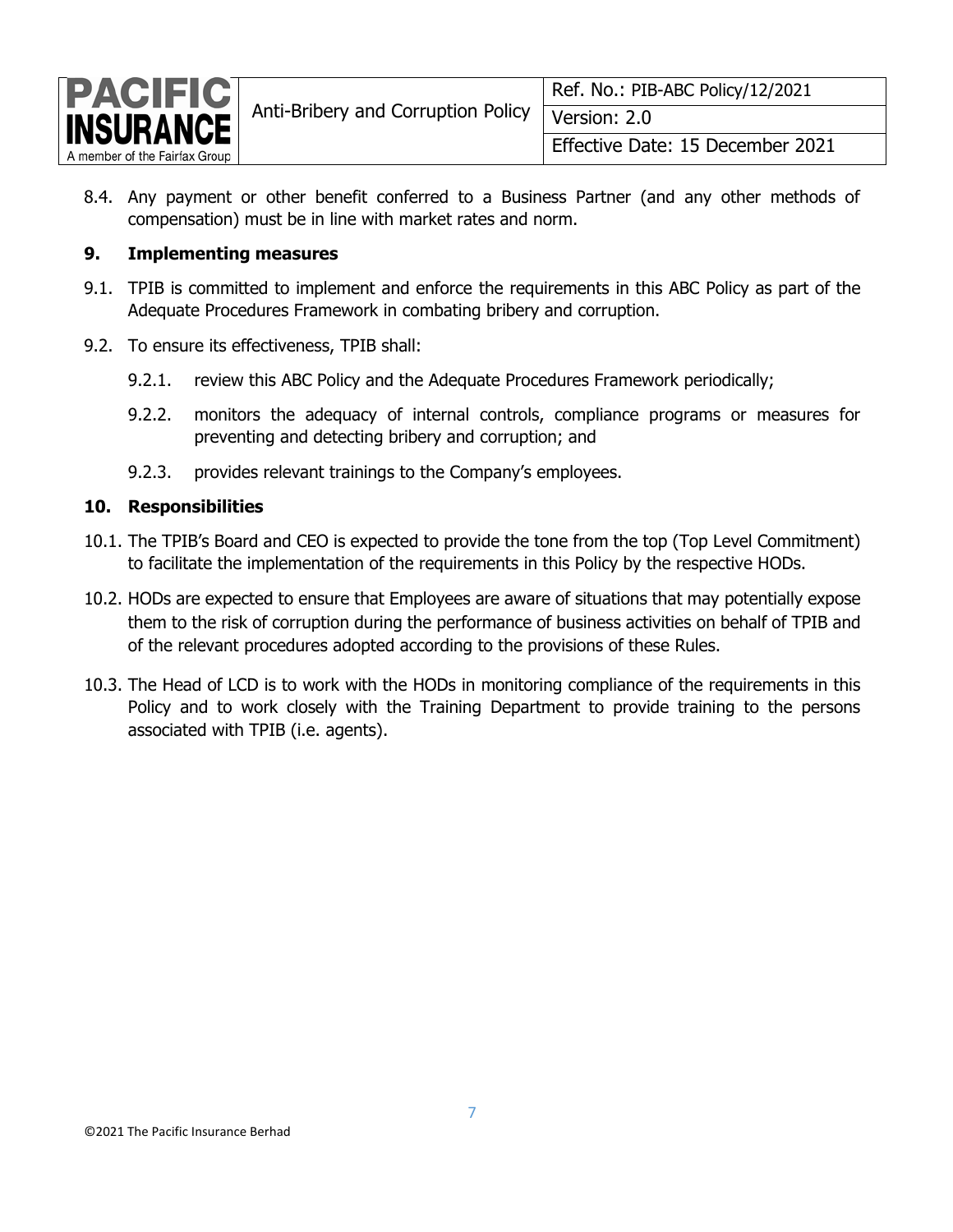8.4. Any payment or other benefit conferred to a Business Partner (and any other methods of compensation) must be in line with market rates and norm.

## 9. Implementing measures

9.1. TPIB is committed to implement and enforce the requirements in this ABC Policy as part of the Adequate Procedures Framework in combating bribery and corruption.

9.2. To ensure its effectiveness, TPIB shall:

9.2.1. review this ABC Policy and the Adequate Procedures Framework periodically;

9.2.2. monitors the adequacy of internal controls, compliance programs or measures for preventing and detecting bribery and corruption; and

9.2.3. provides relevant trainings to the Company's employees.

## 10. Responsibilities

10.1. The TPIB's Board and CEO is expected to provide the tone from the top (Top Level Commitment) to facilitate the implementation of the requirements in this Policy by the respective HODs.

10.2. HODs are expected to ensure that Employees are aware of situations that may potentially expose them to the risk of corruption during the performance of business activities on behalf of TPIB and of the relevant procedures adopted according to the provisions of these Rules.

10.3. The Head of LCD is to work with the HODs in monitoring compliance of the requirements in this Policy and to work closely with the Training Department to provide training to the persons associated with TPIB (i.e. agents).